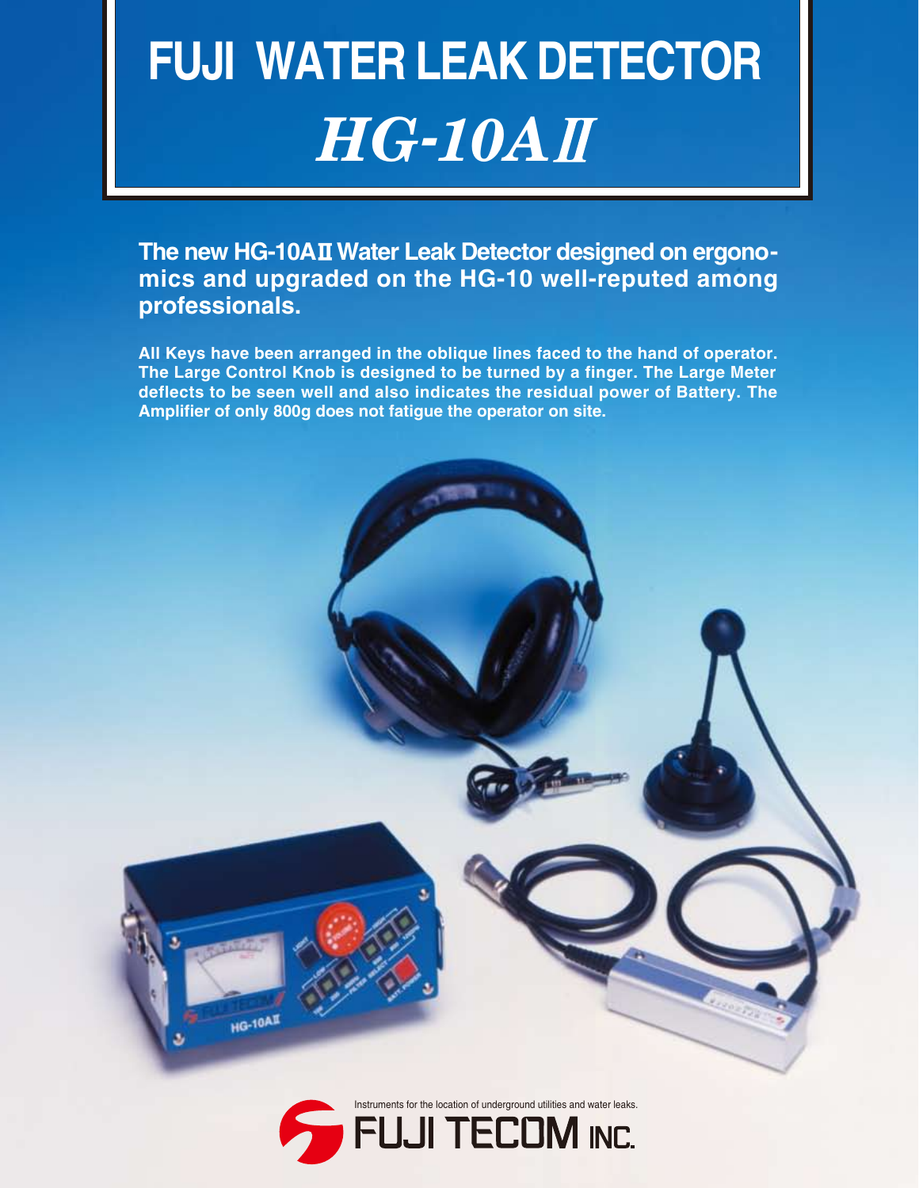# FUJI WATER LEAK DETECTOR

# *HG-10AⅡ*

**The new HG-10AⅡ Water Leak Detector designed on ergonomics and upgraded on the HG-10 well-reputed among professionals.**

**All Keys have been arranged in the oblique lines faced to the hand of operator. The Large Control Knob is designed to be turned by a finger. The Large Meter deflects to be seen well and also indicates the residual power of Battery. The Amplifier of only 800g does not fatigue the operator on site.**

Instruments for the location of underground utilities and water leaks.

FUJI TECOM INC.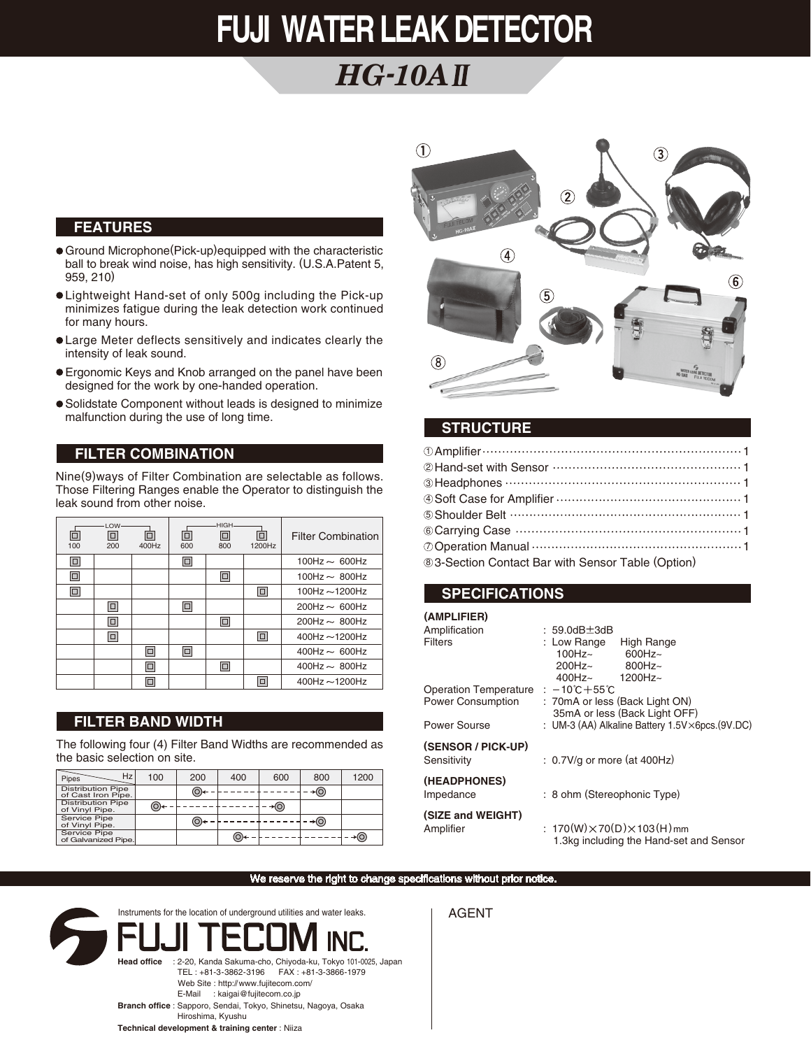# FUJI WATER LEAK DETECTOR

## *HG-10AⅡ*

① ② ③ ④ ⑤ ⑥ ⑧

## FEATURES

- Ground Microphone(Pick-up)equipped with the characteristic ball to break wind noise, has high sensitivity. (U.S.A.Patent 5, 959, 210)
- Lightweight Hand-set of only 500g including the Pick-up minimizes fatigue during the leak detection work continued for many hours.
- Large Meter deflects sensitively and indicates clearly the intensity of leak sound.
- Ergonomic Keys and Knob arranged on the panel have been designed for the work by one-handed operation.
- Solidstate Component without leads is designed to minimize malfunction during the use of long time.

## FILTER COMBINATION

Nine(9)ways of Filter Combination are selectable as follows. Those Filtering Ranges enable the Operator to distinguish the leak sound from other noise.

| LOW 100 | LOW 200 | LOW 400Hz | HIGH 600 | HIGH 800 | HIGH 1200Hz | Filter Combination |
|---|---|---|---|---|---|---|
| ▣ | | | ▣ | | | 100Hz ～ 600Hz |
| ▣ | | | | ▣ | | 100Hz ～ 800Hz |
| ▣ | | | | | ▣ | 100Hz ～1200Hz |
| | ▣ | | ▣ | | | 200Hz ～ 600Hz |
| | ▣ | | | ▣ | | 200Hz ～ 800Hz |
| | ▣ | | | | ▣ | 400Hz ～1200Hz |
| | | ▣ | ▣ | | | 400Hz ～ 600Hz |
| | | ▣ | | ▣ | | 400Hz ～ 800Hz |
| | | ▣ | | | ▣ | 400Hz ～1200Hz |

## FILTER BAND WIDTH

The following four (4) Filter Band Widths are recommended as the basic selection on site.

| Pipes \ Hz | 100 | 200 | 400 | 600 | 800 | 1200 |
|---|---|---|---|---|---|---|
| Distribution Pipe of Cast Iron Pipe. | | ◎ | - - - - | - - - - | ◎ | |
| Distribution Pipe of Vinyl Pipe. | ◎ | - - - - | - - - - | ◎ | | |
| Service Pipe of Vinyl Pipe. | | ◎ | - - - - | - - - - | ◎ | |
| Service Pipe of Galvanized Pipe. | | | ◎ | - - - - | - - - - | ◎ |

## STRUCTURE

①Amplifier……1
②Hand-set with Sensor……1
③Headphones……1
④Soft Case for Amplifier……1
⑤Shoulder Belt……1
⑥Carrying Case……1
⑦Operation Manual……1
⑧3-Section Contact Bar with Sensor Table (Option)

## SPECIFICATIONS

**(AMPLIFIER)**

| | |
|---|---|
| Amplification | : 59.0dB±3dB |
| Filters | : Low Range / High Range<br>100Hz~ / 600Hz~<br>200Hz~ / 800Hz~<br>400Hz~ / 1200Hz~ |
| Operation Temperature | : −10℃+55℃ |
| Power Consumption | : 70mA or less (Back Light ON)<br>35mA or less (Back Light OFF) |
| Power Sourse | : UM-3 (AA) Alkaline Battery 1.5V×6pcs.(9V.DC) |

**(SENSOR / PICK-UP)**

Sensitivity : 0.7V/g or more (at 400Hz)

**(HEADPHONES)**

Impedance : 8 ohm (Stereophonic Type)

**(SIZE and WEIGHT)**

Amplifier : 170(W)×70(D)×103(H)mm
1.3kg including the Hand-set and Sensor

We reserve the right to change specifications without prior notice.

Instruments for the location of underground utilities and water leaks.

**FUJI TECOM INC.**

**Head office** : 2-20, Kanda Sakuma-cho, Chiyoda-ku, Tokyo 101-0025, Japan
TEL : +81-3-3862-3196 FAX : +81-3-3866-1979
Web Site : http://www.fujitecom.com/
E-Mail : kaigai@fujitecom.co.jp

**Branch office** : Sapporo, Sendai, Tokyo, Shinetsu, Nagoya, Osaka Hiroshima, Kyushu

**Technical development & training center** : Niiza

AGENT